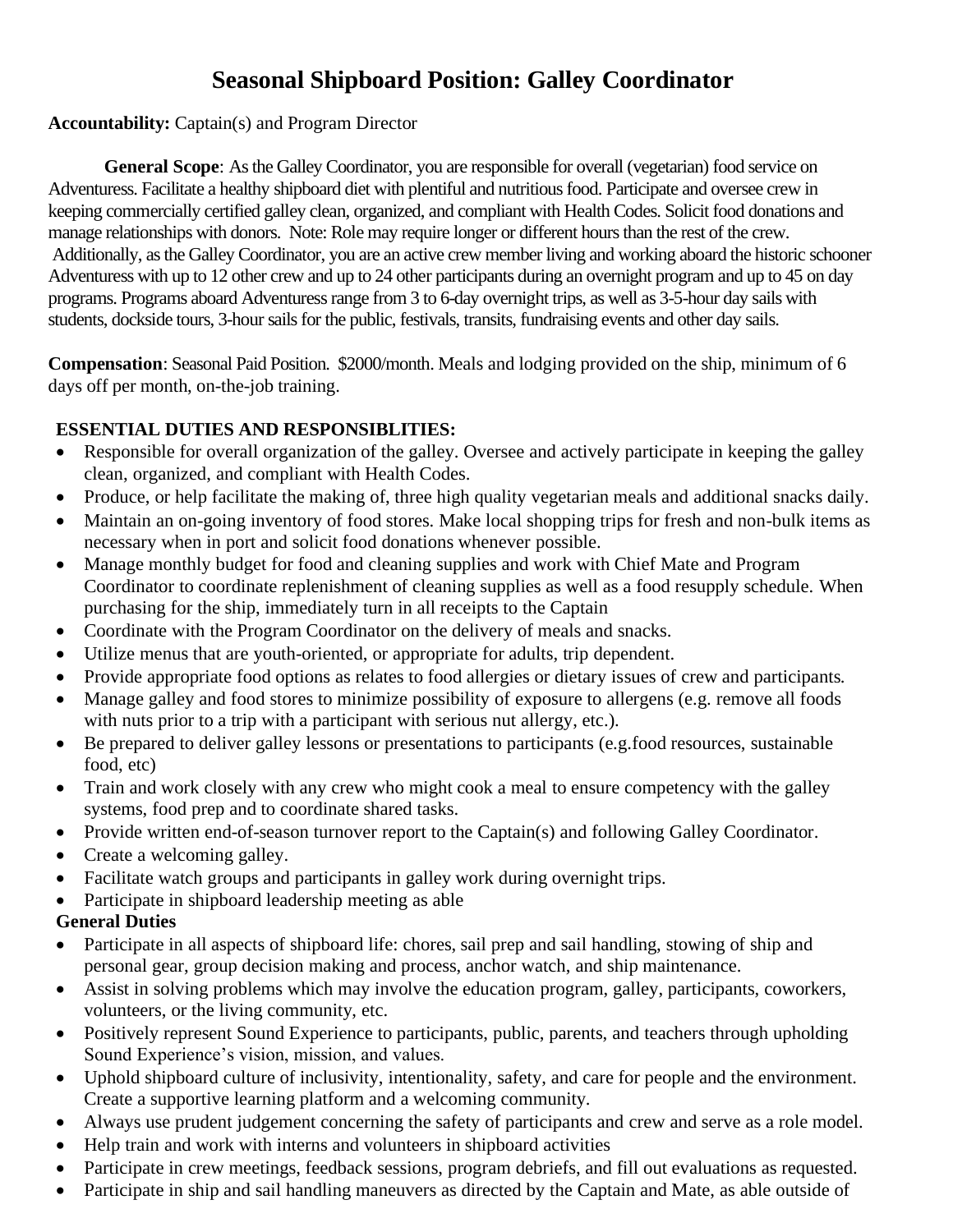# Seasonal Shipboard Position: Galley Coordinator

**Accountability:** Captain(s) and Program Director

**General Scope**: As the Galley Coordinator, you are responsible for overall (vegetarian) food service on Adventuress. Facilitate a healthy shipboard diet with plentiful and nutritious food. Participate and oversee crew in keeping commercially certified galley clean, organized, and compliant with Health Codes. Solicit food donations and manage relationships with donors. Note: Role may require longer or different hours than the rest of the crew. Additionally, as the Galley Coordinator, you are an active crew member living and working aboard the historic schooner Adventuress with up to 12 other crew and up to 24 other participants during an overnight program and up to 45 on day programs. Programs aboard Adventuress range from 3 to 6-day overnight trips, as well as 3-5-hour day sails with students, dockside tours, 3-hour sails for the public, festivals, transits, fundraising events and other day sails.

**Compensation**: Seasonal Paid Position. $2000/month. Meals and lodging provided on the ship, minimum of 6 days off per month, on-the-job training.

**ESSENTIAL DUTIES AND RESPONSIBLITIES:**

- Responsible for overall organization of the galley. Oversee and actively participate in keeping the galley clean, organized, and compliant with Health Codes.
- Produce, or help facilitate the making of, three high quality vegetarian meals and additional snacks daily.
- Maintain an on-going inventory of food stores. Make local shopping trips for fresh and non-bulk items as necessary when in port and solicit food donations whenever possible.
- Manage monthly budget for food and cleaning supplies and work with Chief Mate and Program Coordinator to coordinate replenishment of cleaning supplies as well as a food resupply schedule. When purchasing for the ship, immediately turn in all receipts to the Captain
- Coordinate with the Program Coordinator on the delivery of meals and snacks.
- Utilize menus that are youth-oriented, or appropriate for adults, trip dependent.
- Provide appropriate food options as relates to food allergies or dietary issues of crew and participants.
- Manage galley and food stores to minimize possibility of exposure to allergens (e.g. remove all foods with nuts prior to a trip with a participant with serious nut allergy, etc.).
- Be prepared to deliver galley lessons or presentations to participants (e.g.food resources, sustainable food, etc)
- Train and work closely with any crew who might cook a meal to ensure competency with the galley systems, food prep and to coordinate shared tasks.
- Provide written end-of-season turnover report to the Captain(s) and following Galley Coordinator.
- Create a welcoming galley.
- Facilitate watch groups and participants in galley work during overnight trips.
- Participate in shipboard leadership meeting as able

**General Duties**

- Participate in all aspects of shipboard life: chores, sail prep and sail handling, stowing of ship and personal gear, group decision making and process, anchor watch, and ship maintenance.
- Assist in solving problems which may involve the education program, galley, participants, coworkers, volunteers, or the living community, etc.
- Positively represent Sound Experience to participants, public, parents, and teachers through upholding Sound Experience's vision, mission, and values.
- Uphold shipboard culture of inclusivity, intentionality, safety, and care for people and the environment. Create a supportive learning platform and a welcoming community.
- Always use prudent judgement concerning the safety of participants and crew and serve as a role model.
- Help train and work with interns and volunteers in shipboard activities
- Participate in crew meetings, feedback sessions, program debriefs, and fill out evaluations as requested.
- Participate in ship and sail handling maneuvers as directed by the Captain and Mate, as able outside of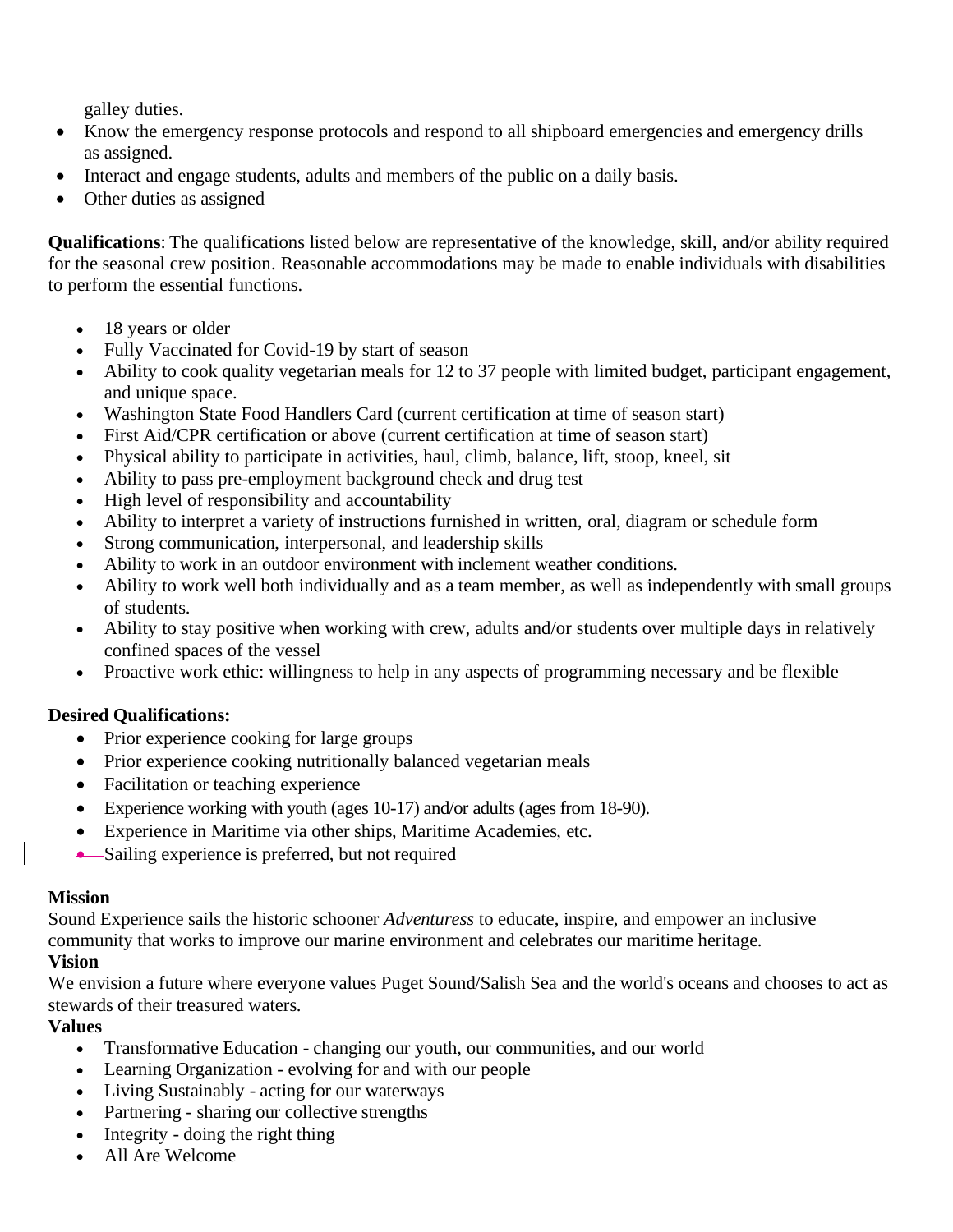galley duties.

- Know the emergency response protocols and respond to all shipboard emergencies and emergency drills as assigned.
- Interact and engage students, adults and members of the public on a daily basis.
- Other duties as assigned

**Qualifications**: The qualifications listed below are representative of the knowledge, skill, and/or ability required for the seasonal crew position. Reasonable accommodations may be made to enable individuals with disabilities to perform the essential functions.

- 18 years or older
- Fully Vaccinated for Covid-19 by start of season
- Ability to cook quality vegetarian meals for 12 to 37 people with limited budget, participant engagement, and unique space.
- Washington State Food Handlers Card (current certification at time of season start)
- First Aid/CPR certification or above (current certification at time of season start)
- Physical ability to participate in activities, haul, climb, balance, lift, stoop, kneel, sit
- Ability to pass pre-employment background check and drug test
- High level of responsibility and accountability
- Ability to interpret a variety of instructions furnished in written, oral, diagram or schedule form
- Strong communication, interpersonal, and leadership skills
- Ability to work in an outdoor environment with inclement weather conditions.
- Ability to work well both individually and as a team member, as well as independently with small groups of students.
- Ability to stay positive when working with crew, adults and/or students over multiple days in relatively confined spaces of the vessel
- Proactive work ethic: willingness to help in any aspects of programming necessary and be flexible

**Desired Qualifications:**

- Prior experience cooking for large groups
- Prior experience cooking nutritionally balanced vegetarian meals
- Facilitation or teaching experience
- Experience working with youth (ages 10-17) and/or adults (ages from 18-90).
- Experience in Maritime via other ships, Maritime Academies, etc.
- Sailing experience is preferred, but not required

**Mission**

Sound Experience sails the historic schooner *Adventuress* to educate, inspire, and empower an inclusive community that works to improve our marine environment and celebrates our maritime heritage.

**Vision**

We envision a future where everyone values Puget Sound/Salish Sea and the world's oceans and chooses to act as stewards of their treasured waters.

**Values**

- Transformative Education - changing our youth, our communities, and our world
- Learning Organization - evolving for and with our people
- Living Sustainably - acting for our waterways
- Partnering - sharing our collective strengths
- Integrity - doing the right thing
- All Are Welcome